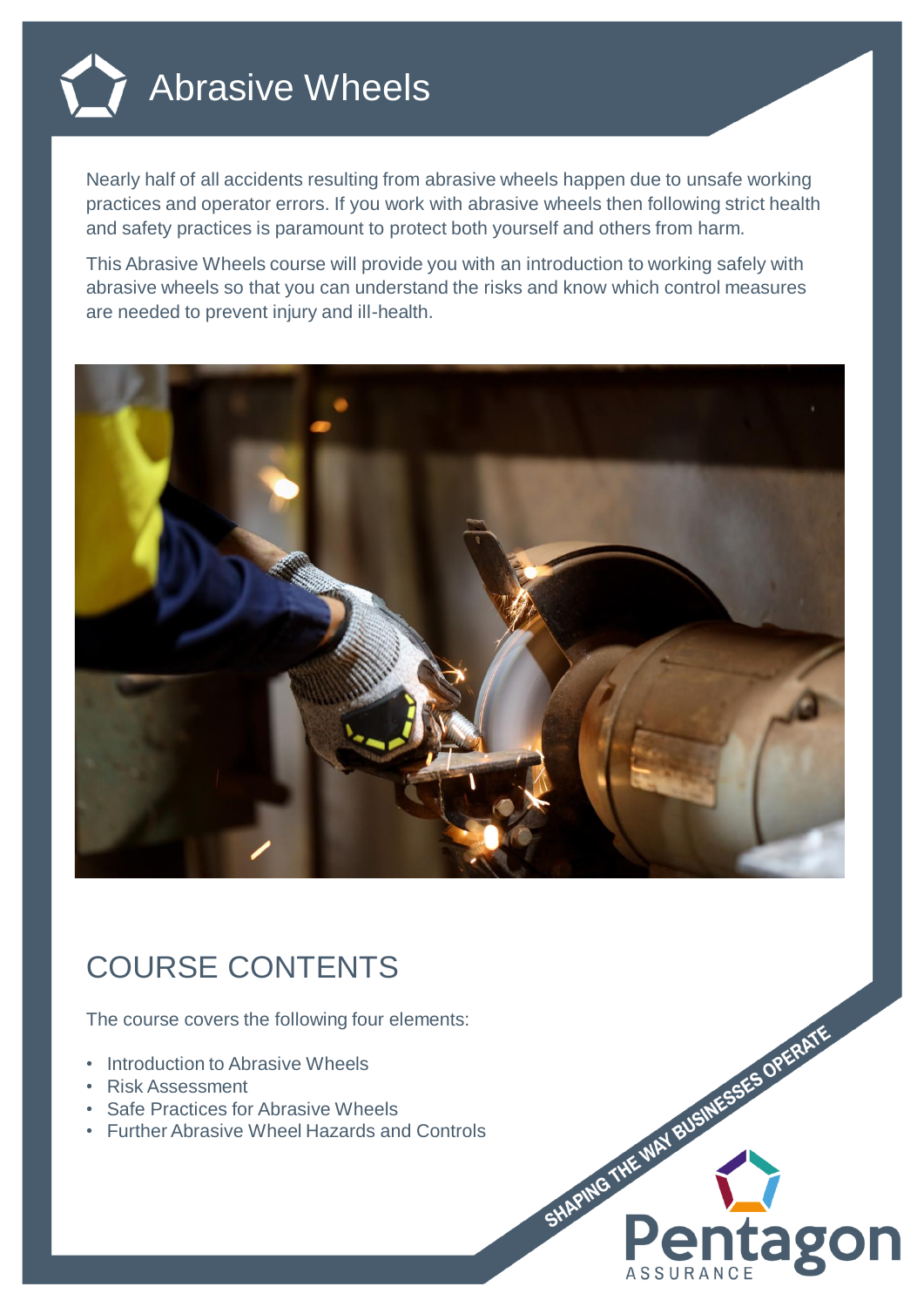# Abrasive Wheels

Nearly half of all accidents resulting from abrasive wheels happen due to unsafe working practices and operator errors. If you work with abrasive wheels then following strict health and safety practices is paramount to protect both yourself and others from harm.

This Abrasive Wheels course will provide you with an introduction to working safely with abrasive wheels so that you can understand the risks and know which control measures are needed to prevent injury and ill-health.

## COURSE CONTENTS

The course covers the following four elements:

- Introduction to Abrasive Wheels
- Risk Assessment
- Safe Practices for Abrasive Wheels
- Further Abrasive Wheel Hazards and Controls

SHAPING THE WAY BUSINESSES OPERATE

Pentagon ASSURANCE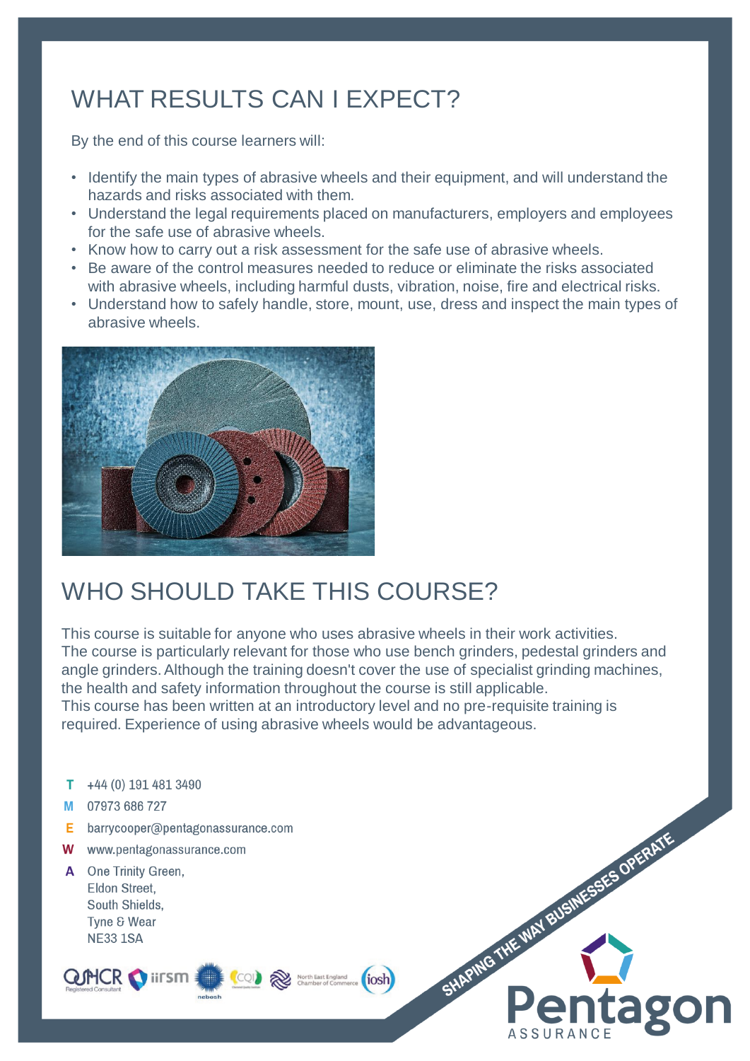# WHAT RESULTS CAN I EXPECT?

By the end of this course learners will:

- Identify the main types of abrasive wheels and their equipment, and will understand the hazards and risks associated with them.
- Understand the legal requirements placed on manufacturers, employers and employees for the safe use of abrasive wheels.
- Know how to carry out a risk assessment for the safe use of abrasive wheels.
- Be aware of the control measures needed to reduce or eliminate the risks associated with abrasive wheels, including harmful dusts, vibration, noise, fire and electrical risks.
- Understand how to safely handle, store, mount, use, dress and inspect the main types of abrasive wheels.

# WHO SHOULD TAKE THIS COURSE?

This course is suitable for anyone who uses abrasive wheels in their work activities. The course is particularly relevant for those who use bench grinders, pedestal grinders and angle grinders. Although the training doesn't cover the use of specialist grinding machines, the health and safety information throughout the course is still applicable. This course has been written at an introductory level and no pre-requisite training is required. Experience of using abrasive wheels would be advantageous.

**T** +44 (0) 191 481 3490
**M** 07973 686 727
**E** barrycooper@pentagonassurance.com
**W** www.pentagonassurance.com
**A** One Trinity Green,
Eldon Street,
South Shields,
Tyne & Wear
NE33 1SA

SHAPING THE WAY BUSINESSES OPERATE

Pentagon ASSURANCE